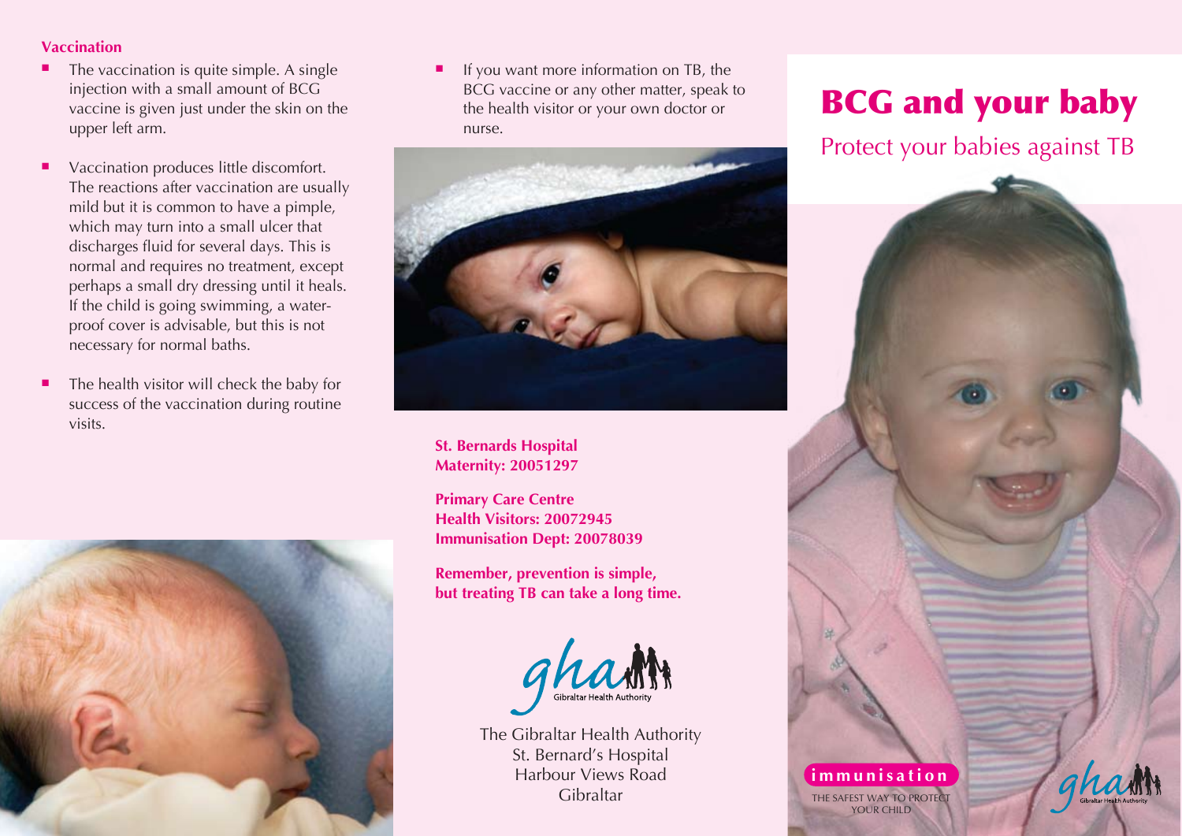## Vaccination

- The vaccination is quite simple. A single injection with a small amount of BCG vaccine is given just under the skin on the upper left arm.
- Vaccination produces little discomfort. The reactions after vaccination are usually mild but it is common to have a pimple, which may turn into a small ulcer that discharges fluid for several days. This is normal and requires no treatment, except perhaps a small dry dressing until it heals. If the child is going swimming, a water-proof cover is advisable, but this is not necessary for normal baths.
- The health visitor will check the baby for success of the vaccination during routine visits.
- If you want more information on TB, the BCG vaccine or any other matter, speak to the health visitor or your own doctor or nurse.

**St. Bernards Hospital**
**Maternity: 20051297**

**Primary Care Centre**
**Health Visitors: 20072945**
**Immunisation Dept: 20078039**

**Remember, prevention is simple, but treating TB can take a long time.**

gha Gibraltar Health Authority

The Gibraltar Health Authority
St. Bernard's Hospital
Harbour Views Road
Gibraltar

# BCG and your baby

Protect your babies against TB

**immunisation**

THE SAFEST WAY TO PROTECT YOUR CHILD

gha Gibraltar Health Authority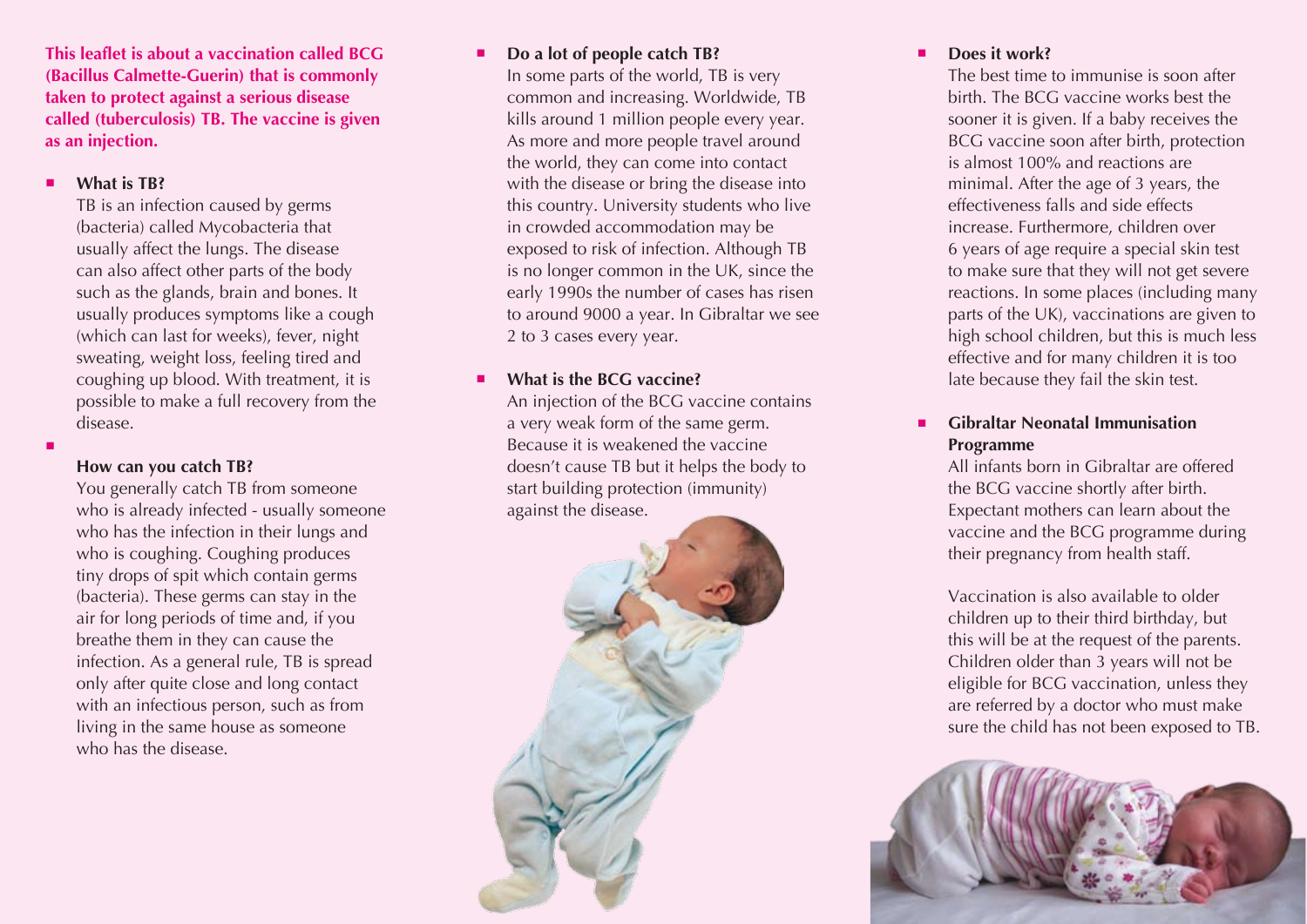**This leaflet is about a vaccination called BCG (Bacillus Calmette-Guerin) that is commonly taken to protect against a serious disease called (tuberculosis) TB. The vaccine is given as an injection.**

- **What is TB?**

  TB is an infection caused by germs (bacteria) called Mycobacteria that usually affect the lungs. The disease can also affect other parts of the body such as the glands, brain and bones. It usually produces symptoms like a cough (which can last for weeks), fever, night sweating, weight loss, feeling tired and coughing up blood. With treatment, it is possible to make a full recovery from the disease.

- **How can you catch TB?**

  You generally catch TB from someone who is already infected - usually someone who has the infection in their lungs and who is coughing. Coughing produces tiny drops of spit which contain germs (bacteria). These germs can stay in the air for long periods of time and, if you breathe them in they can cause the infection. As a general rule, TB is spread only after quite close and long contact with an infectious person, such as from living in the same house as someone who has the disease.

- **Do a lot of people catch TB?**

  In some parts of the world, TB is very common and increasing. Worldwide, TB kills around 1 million people every year. As more and more people travel around the world, they can come into contact with the disease or bring the disease into this country. University students who live in crowded accommodation may be exposed to risk of infection. Although TB is no longer common in the UK, since the early 1990s the number of cases has risen to around 9000 a year. In Gibraltar we see 2 to 3 cases every year.

- **What is the BCG vaccine?**

  An injection of the BCG vaccine contains a very weak form of the same germ. Because it is weakened the vaccine doesn't cause TB but it helps the body to start building protection (immunity) against the disease.

- **Does it work?**

  The best time to immunise is soon after birth. The BCG vaccine works best the sooner it is given. If a baby receives the BCG vaccine soon after birth, protection is almost 100% and reactions are minimal. After the age of 3 years, the effectiveness falls and side effects increase. Furthermore, children over 6 years of age require a special skin test to make sure that they will not get severe reactions. In some places (including many parts of the UK), vaccinations are given to high school children, but this is much less effective and for many children it is too late because they fail the skin test.

- **Gibraltar Neonatal Immunisation Programme**

  All infants born in Gibraltar are offered the BCG vaccine shortly after birth. Expectant mothers can learn about the vaccine and the BCG programme during their pregnancy from health staff.

  Vaccination is also available to older children up to their third birthday, but this will be at the request of the parents. Children older than 3 years will not be eligible for BCG vaccination, unless they are referred by a doctor who must make sure the child has not been exposed to TB.